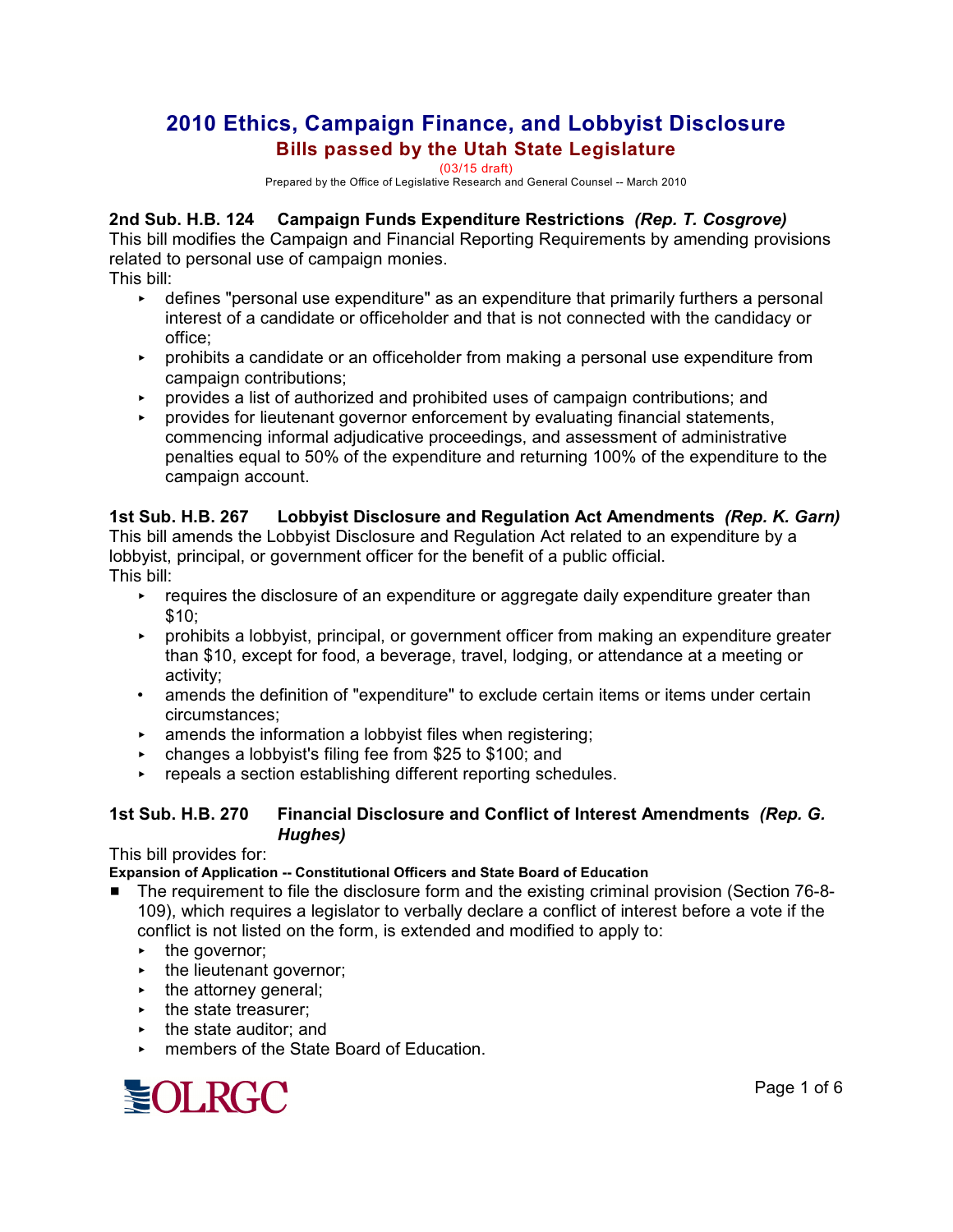# 2010 Ethics, Campaign Finance, and Lobbyist Disclosure

## Bills passed by the Utah State Legislature

(03/15 draft)

Prepared by the Office of Legislative Research and General Counsel -- March 2010

**2nd Sub. H.B. 124 Campaign Funds Expenditure Restrictions** ***(Rep. T. Cosgrove)***

This bill modifies the Campaign and Financial Reporting Requirements by amending provisions related to personal use of campaign monies.

This bill:

- defines "personal use expenditure" as an expenditure that primarily furthers a personal interest of a candidate or officeholder and that is not connected with the candidacy or office;
- prohibits a candidate or an officeholder from making a personal use expenditure from campaign contributions;
- provides a list of authorized and prohibited uses of campaign contributions; and
- provides for lieutenant governor enforcement by evaluating financial statements, commencing informal adjudicative proceedings, and assessment of administrative penalties equal to 50% of the expenditure and returning 100% of the expenditure to the campaign account.

**1st Sub. H.B. 267 Lobbyist Disclosure and Regulation Act Amendments** ***(Rep. K. Garn)***

This bill amends the Lobbyist Disclosure and Regulation Act related to an expenditure by a lobbyist, principal, or government officer for the benefit of a public official.

This bill:

- requires the disclosure of an expenditure or aggregate daily expenditure greater than $10;
- prohibits a lobbyist, principal, or government officer from making an expenditure greater than $10, except for food, a beverage, travel, lodging, or attendance at a meeting or activity;
- amends the definition of "expenditure" to exclude certain items or items under certain circumstances;
- amends the information a lobbyist files when registering;
- changes a lobbyist's filing fee from $25 to $100; and
- repeals a section establishing different reporting schedules.

**1st Sub. H.B. 270 Financial Disclosure and Conflict of Interest Amendments** ***(Rep. G. Hughes)***

This bill provides for:

**Expansion of Application -- Constitutional Officers and State Board of Education**

- The requirement to file the disclosure form and the existing criminal provision (Section 76-8-109), which requires a legislator to verbally declare a conflict of interest before a vote if the conflict is not listed on the form, is extended and modified to apply to:
  - the governor;
  - the lieutenant governor;
  - the attorney general;
  - the state treasurer;
  - the state auditor; and
  - members of the State Board of Education.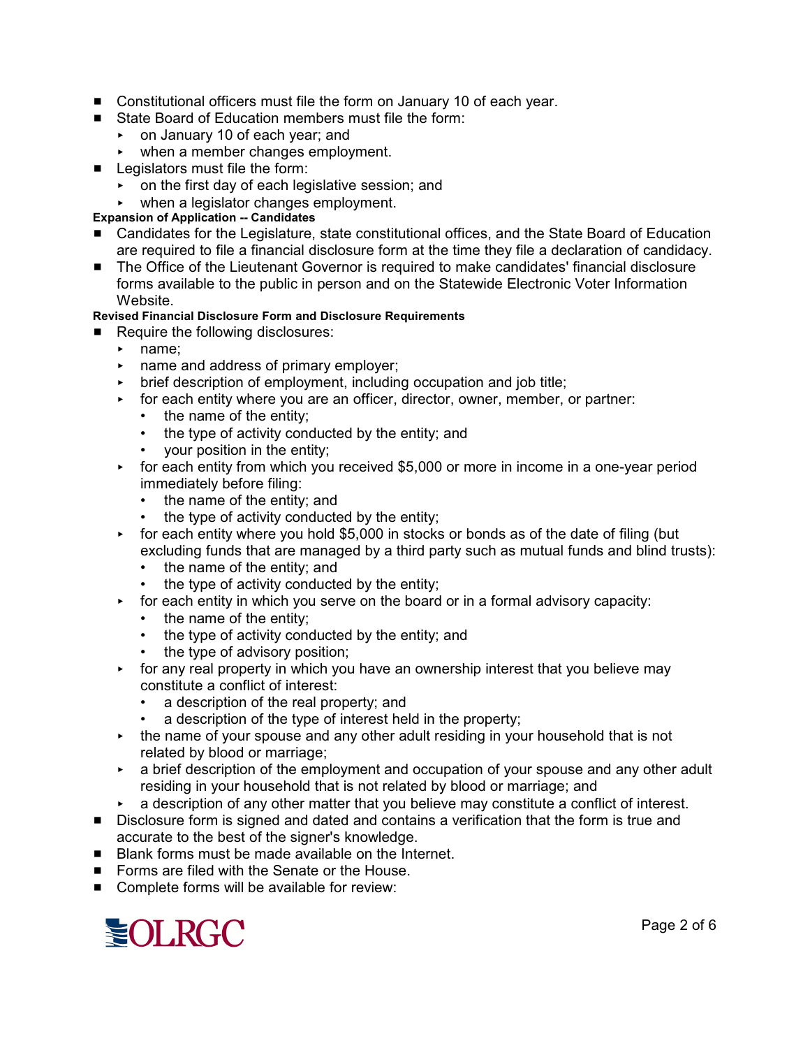- Constitutional officers must file the form on January 10 of each year.
- State Board of Education members must file the form:
  - on January 10 of each year; and
  - when a member changes employment.
- Legislators must file the form:
  - on the first day of each legislative session; and
  - when a legislator changes employment.

**Expansion of Application -- Candidates**

- Candidates for the Legislature, state constitutional offices, and the State Board of Education are required to file a financial disclosure form at the time they file a declaration of candidacy.
- The Office of the Lieutenant Governor is required to make candidates' financial disclosure forms available to the public in person and on the Statewide Electronic Voter Information Website.

**Revised Financial Disclosure Form and Disclosure Requirements**

- Require the following disclosures:
  - name;
  - name and address of primary employer;
  - brief description of employment, including occupation and job title;
  - for each entity where you are an officer, director, owner, member, or partner:
    - the name of the entity;
    - the type of activity conducted by the entity; and
    - your position in the entity;
  - for each entity from which you received $5,000 or more in income in a one-year period immediately before filing:
    - the name of the entity; and
    - the type of activity conducted by the entity;
  - for each entity where you hold $5,000 in stocks or bonds as of the date of filing (but excluding funds that are managed by a third party such as mutual funds and blind trusts):
    - the name of the entity; and
    - the type of activity conducted by the entity;
  - for each entity in which you serve on the board or in a formal advisory capacity:
    - the name of the entity;
    - the type of activity conducted by the entity; and
    - the type of advisory position;
  - for any real property in which you have an ownership interest that you believe may constitute a conflict of interest:
    - a description of the real property; and
    - a description of the type of interest held in the property;
  - the name of your spouse and any other adult residing in your household that is not related by blood or marriage;
  - a brief description of the employment and occupation of your spouse and any other adult residing in your household that is not related by blood or marriage; and
  - a description of any other matter that you believe may constitute a conflict of interest.
- Disclosure form is signed and dated and contains a verification that the form is true and accurate to the best of the signer's knowledge.
- Blank forms must be made available on the Internet.
- Forms are filed with the Senate or the House.
- Complete forms will be available for review: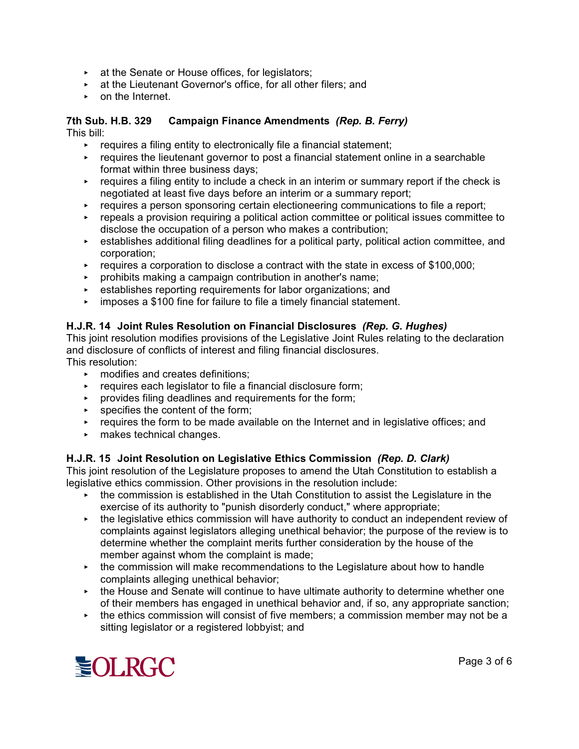- at the Senate or House offices, for legislators;
- at the Lieutenant Governor's office, for all other filers; and
- on the Internet.

**7th Sub. H.B. 329 Campaign Finance Amendments** ***(Rep. B. Ferry)***

This bill:

- requires a filing entity to electronically file a financial statement;
- requires the lieutenant governor to post a financial statement online in a searchable format within three business days;
- requires a filing entity to include a check in an interim or summary report if the check is negotiated at least five days before an interim or a summary report;
- requires a person sponsoring certain electioneering communications to file a report;
- repeals a provision requiring a political action committee or political issues committee to disclose the occupation of a person who makes a contribution;
- establishes additional filing deadlines for a political party, political action committee, and corporation;
- requires a corporation to disclose a contract with the state in excess of $100,000;
- prohibits making a campaign contribution in another's name;
- establishes reporting requirements for labor organizations; and
- imposes a $100 fine for failure to file a timely financial statement.

**H.J.R. 14 Joint Rules Resolution on Financial Disclosures** ***(Rep. G. Hughes)***

This joint resolution modifies provisions of the Legislative Joint Rules relating to the declaration and disclosure of conflicts of interest and filing financial disclosures.

This resolution:

- modifies and creates definitions;
- requires each legislator to file a financial disclosure form;
- provides filing deadlines and requirements for the form;
- specifies the content of the form;
- requires the form to be made available on the Internet and in legislative offices; and
- makes technical changes.

**H.J.R. 15 Joint Resolution on Legislative Ethics Commission** ***(Rep. D. Clark)***

This joint resolution of the Legislature proposes to amend the Utah Constitution to establish a legislative ethics commission. Other provisions in the resolution include:

- the commission is established in the Utah Constitution to assist the Legislature in the exercise of its authority to "punish disorderly conduct," where appropriate;
- the legislative ethics commission will have authority to conduct an independent review of complaints against legislators alleging unethical behavior; the purpose of the review is to determine whether the complaint merits further consideration by the house of the member against whom the complaint is made;
- the commission will make recommendations to the Legislature about how to handle complaints alleging unethical behavior;
- the House and Senate will continue to have ultimate authority to determine whether one of their members has engaged in unethical behavior and, if so, any appropriate sanction;
- the ethics commission will consist of five members; a commission member may not be a sitting legislator or a registered lobbyist; and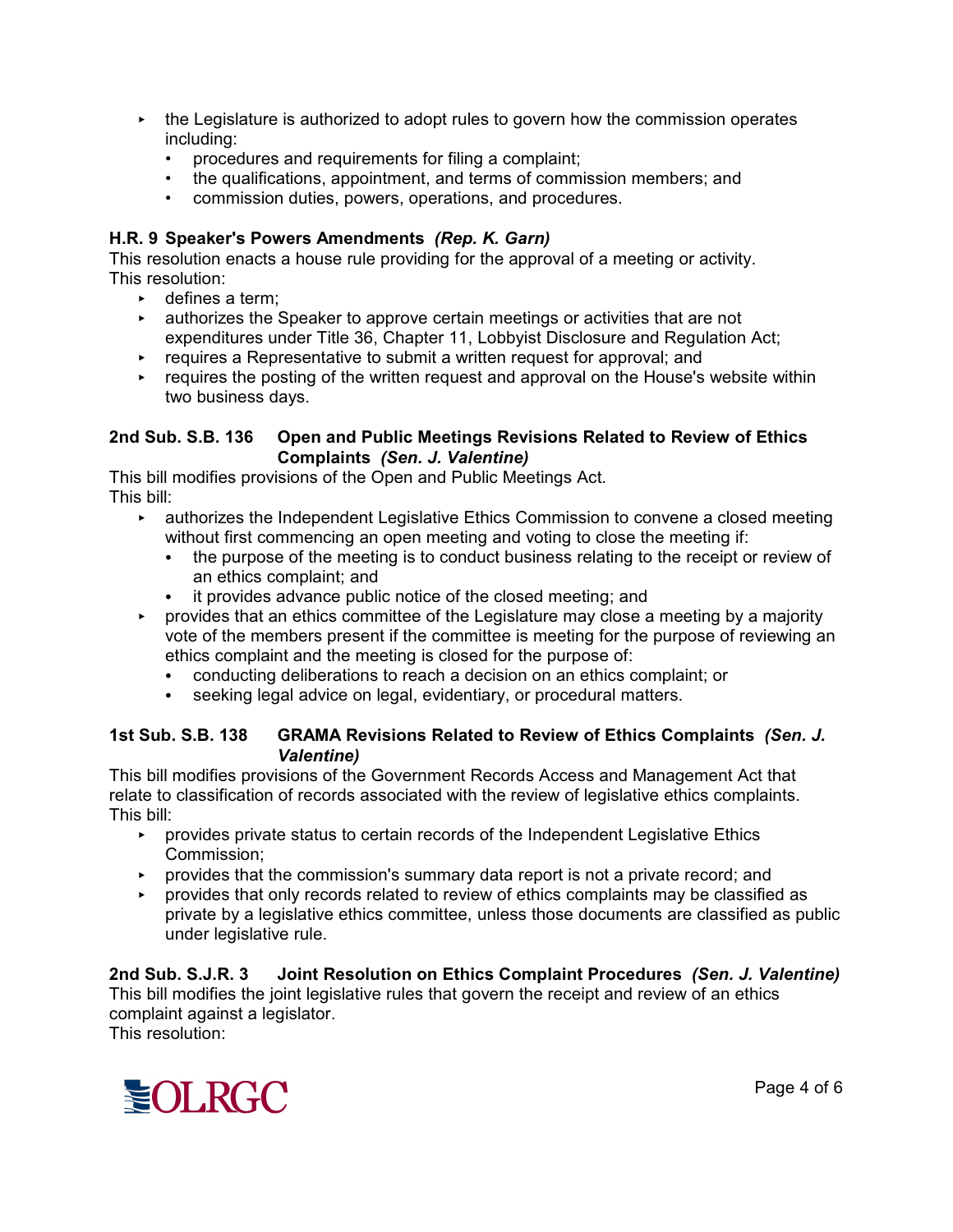- the Legislature is authorized to adopt rules to govern how the commission operates including:
  - procedures and requirements for filing a complaint;
  - the qualifications, appointment, and terms of commission members; and
  - commission duties, powers, operations, and procedures.

**H.R. 9 Speaker's Powers Amendments** ***(Rep. K. Garn)***

This resolution enacts a house rule providing for the approval of a meeting or activity.
This resolution:

- defines a term;
- authorizes the Speaker to approve certain meetings or activities that are not expenditures under Title 36, Chapter 11, Lobbyist Disclosure and Regulation Act;
- requires a Representative to submit a written request for approval; and
- requires the posting of the written request and approval on the House's website within two business days.

**2nd Sub. S.B. 136 Open and Public Meetings Revisions Related to Review of Ethics Complaints** ***(Sen. J. Valentine)***

This bill modifies provisions of the Open and Public Meetings Act.
This bill:

- authorizes the Independent Legislative Ethics Commission to convene a closed meeting without first commencing an open meeting and voting to close the meeting if:
  - the purpose of the meeting is to conduct business relating to the receipt or review of an ethics complaint; and
  - it provides advance public notice of the closed meeting; and
- provides that an ethics committee of the Legislature may close a meeting by a majority vote of the members present if the committee is meeting for the purpose of reviewing an ethics complaint and the meeting is closed for the purpose of:
  - conducting deliberations to reach a decision on an ethics complaint; or
  - seeking legal advice on legal, evidentiary, or procedural matters.

**1st Sub. S.B. 138 GRAMA Revisions Related to Review of Ethics Complaints** ***(Sen. J. Valentine)***

This bill modifies provisions of the Government Records Access and Management Act that relate to classification of records associated with the review of legislative ethics complaints.
This bill:

- provides private status to certain records of the Independent Legislative Ethics Commission;
- provides that the commission's summary data report is not a private record; and
- provides that only records related to review of ethics complaints may be classified as private by a legislative ethics committee, unless those documents are classified as public under legislative rule.

**2nd Sub. S.J.R. 3 Joint Resolution on Ethics Complaint Procedures** ***(Sen. J. Valentine)***

This bill modifies the joint legislative rules that govern the receipt and review of an ethics complaint against a legislator.
This resolution: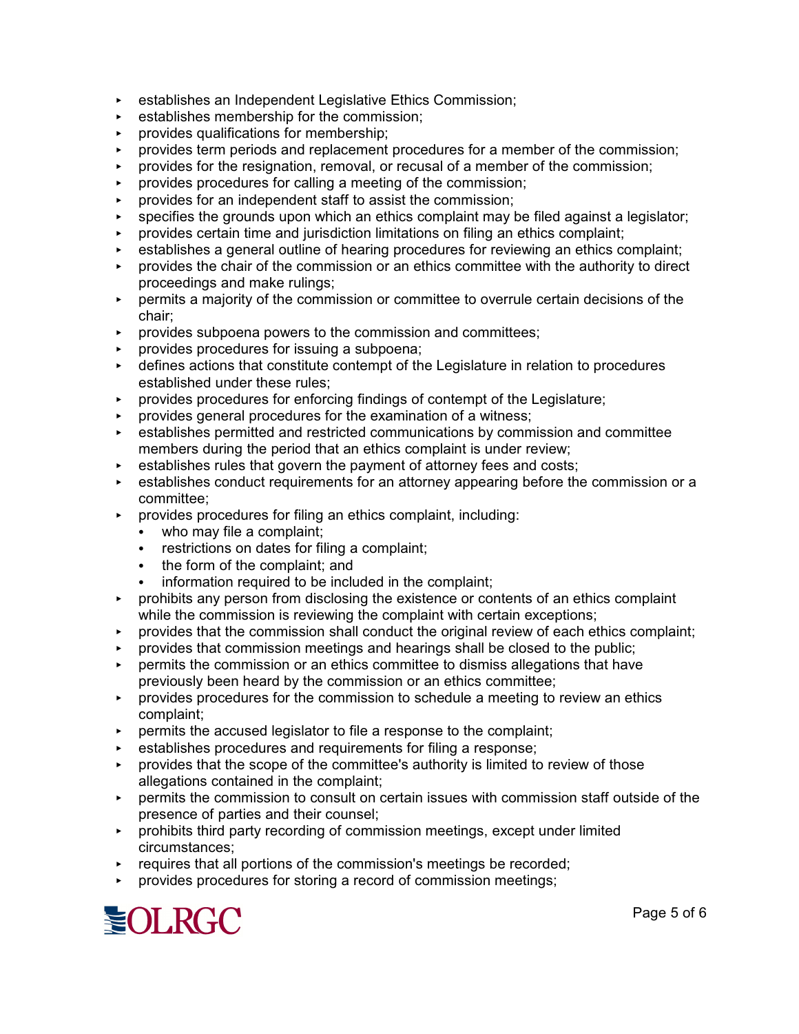- establishes an Independent Legislative Ethics Commission;
- establishes membership for the commission;
- provides qualifications for membership;
- provides term periods and replacement procedures for a member of the commission;
- provides for the resignation, removal, or recusal of a member of the commission;
- provides procedures for calling a meeting of the commission;
- provides for an independent staff to assist the commission;
- specifies the grounds upon which an ethics complaint may be filed against a legislator;
- provides certain time and jurisdiction limitations on filing an ethics complaint;
- establishes a general outline of hearing procedures for reviewing an ethics complaint;
- provides the chair of the commission or an ethics committee with the authority to direct proceedings and make rulings;
- permits a majority of the commission or committee to overrule certain decisions of the chair;
- provides subpoena powers to the commission and committees;
- provides procedures for issuing a subpoena;
- defines actions that constitute contempt of the Legislature in relation to procedures established under these rules;
- provides procedures for enforcing findings of contempt of the Legislature;
- provides general procedures for the examination of a witness;
- establishes permitted and restricted communications by commission and committee members during the period that an ethics complaint is under review;
- establishes rules that govern the payment of attorney fees and costs;
- establishes conduct requirements for an attorney appearing before the commission or a committee;
- provides procedures for filing an ethics complaint, including:
  - who may file a complaint;
  - restrictions on dates for filing a complaint;
  - the form of the complaint; and
  - information required to be included in the complaint;
- prohibits any person from disclosing the existence or contents of an ethics complaint while the commission is reviewing the complaint with certain exceptions;
- provides that the commission shall conduct the original review of each ethics complaint;
- provides that commission meetings and hearings shall be closed to the public;
- permits the commission or an ethics committee to dismiss allegations that have previously been heard by the commission or an ethics committee;
- provides procedures for the commission to schedule a meeting to review an ethics complaint;
- permits the accused legislator to file a response to the complaint;
- establishes procedures and requirements for filing a response;
- provides that the scope of the committee's authority is limited to review of those allegations contained in the complaint;
- permits the commission to consult on certain issues with commission staff outside of the presence of parties and their counsel;
- prohibits third party recording of commission meetings, except under limited circumstances;
- requires that all portions of the commission's meetings be recorded;
- provides procedures for storing a record of commission meetings;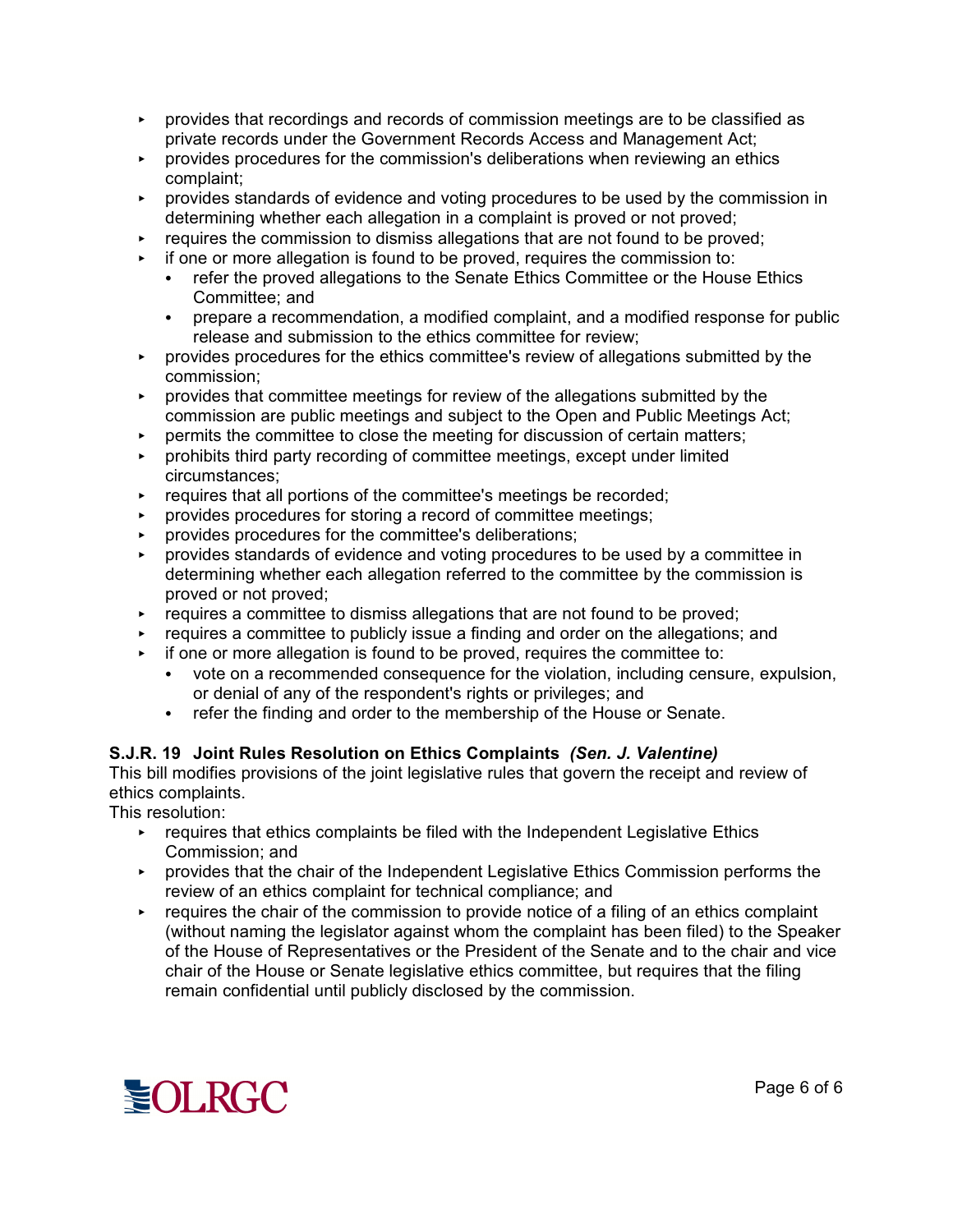- provides that recordings and records of commission meetings are to be classified as private records under the Government Records Access and Management Act;
- provides procedures for the commission's deliberations when reviewing an ethics complaint;
- provides standards of evidence and voting procedures to be used by the commission in determining whether each allegation in a complaint is proved or not proved;
- requires the commission to dismiss allegations that are not found to be proved;
- if one or more allegation is found to be proved, requires the commission to:
  - refer the proved allegations to the Senate Ethics Committee or the House Ethics Committee; and
  - prepare a recommendation, a modified complaint, and a modified response for public release and submission to the ethics committee for review;
- provides procedures for the ethics committee's review of allegations submitted by the commission;
- provides that committee meetings for review of the allegations submitted by the commission are public meetings and subject to the Open and Public Meetings Act;
- permits the committee to close the meeting for discussion of certain matters;
- prohibits third party recording of committee meetings, except under limited circumstances;
- requires that all portions of the committee's meetings be recorded;
- provides procedures for storing a record of committee meetings;
- provides procedures for the committee's deliberations;
- provides standards of evidence and voting procedures to be used by a committee in determining whether each allegation referred to the committee by the commission is proved or not proved;
- requires a committee to dismiss allegations that are not found to be proved;
- requires a committee to publicly issue a finding and order on the allegations; and
- if one or more allegation is found to be proved, requires the committee to:
  - vote on a recommended consequence for the violation, including censure, expulsion, or denial of any of the respondent's rights or privileges; and
  - refer the finding and order to the membership of the House or Senate.

**S.J.R. 19 Joint Rules Resolution on Ethics Complaints** ***(Sen. J. Valentine)***

This bill modifies provisions of the joint legislative rules that govern the receipt and review of ethics complaints.

This resolution:

- requires that ethics complaints be filed with the Independent Legislative Ethics Commission; and
- provides that the chair of the Independent Legislative Ethics Commission performs the review of an ethics complaint for technical compliance; and
- requires the chair of the commission to provide notice of a filing of an ethics complaint (without naming the legislator against whom the complaint has been filed) to the Speaker of the House of Representatives or the President of the Senate and to the chair and vice chair of the House or Senate legislative ethics committee, but requires that the filing remain confidential until publicly disclosed by the commission.